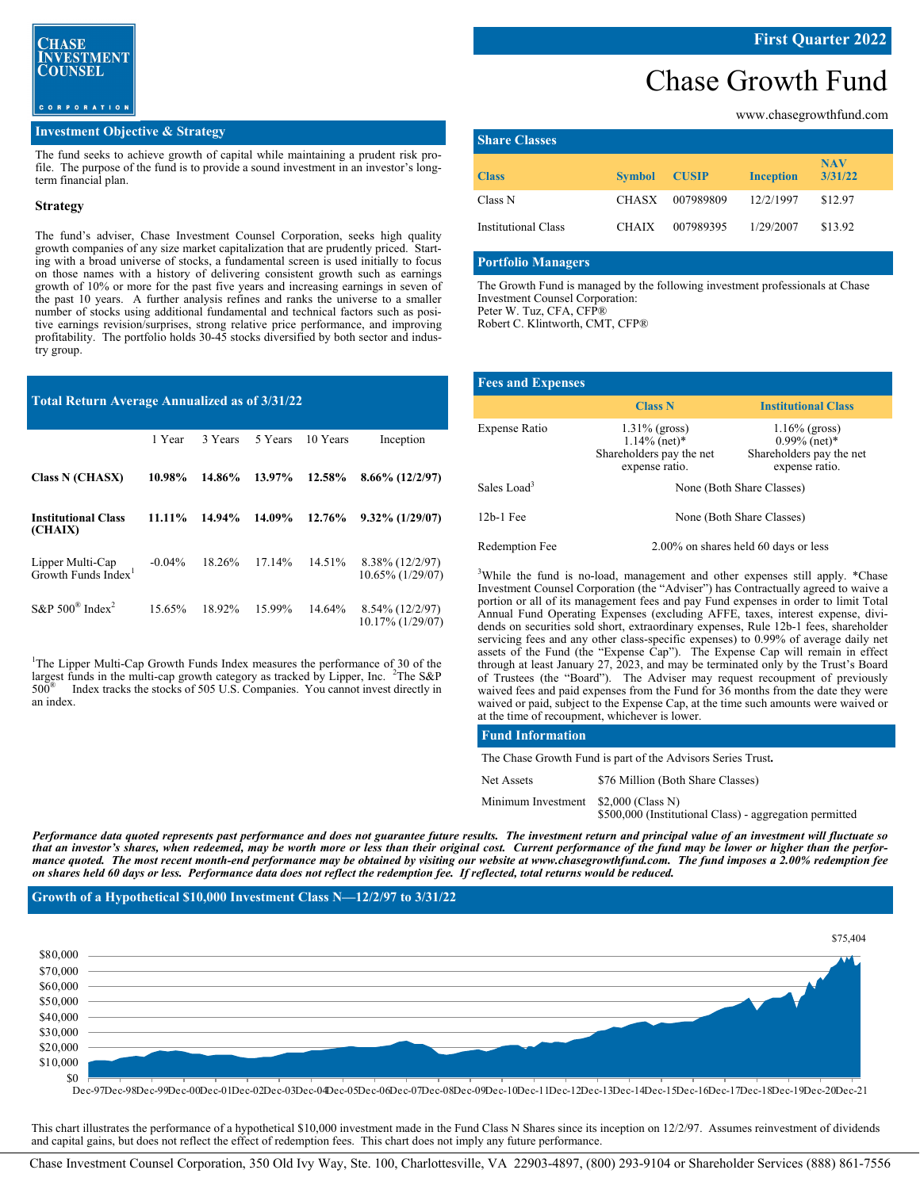# Chase Growth Fund

**First Quarter 2022**

CHASE INVESTMENT COUNSEL CORPORATION

www.chasegrowthfund.com

## Investment Objective & Strategy

The fund seeks to achieve growth of capital while maintaining a prudent risk profile. The purpose of the fund is to provide a sound investment in an investor's long-term financial plan.

### Strategy

The fund's adviser, Chase Investment Counsel Corporation, seeks high quality growth companies of any size market capitalization that are prudently priced. Starting with a broad universe of stocks, a fundamental screen is used initially to focus on those names with a history of delivering consistent growth such as earnings growth of 10% or more for the past five years and increasing earnings in seven of the past 10 years. A further analysis refines and ranks the universe to a smaller number of stocks using additional fundamental and technical factors such as positive earnings revision/surprises, strong relative price performance, and improving profitability. The portfolio holds 30-45 stocks diversified by both sector and industry group.

## Share Classes

| Class | Symbol | CUSIP | Inception | NAV 3/31/22 |
|---|---|---|---|---|
| Class N | CHASX | 007989809 | 12/2/1997 | $12.97 |
| Institutional Class | CHAIX | 007989395 | 1/29/2007 | $13.92 |

## Portfolio Managers

The Growth Fund is managed by the following investment professionals at Chase Investment Counsel Corporation:
Peter W. Tuz, CFA, CFP®
Robert C. Klintworth, CMT, CFP®

## Total Return Average Annualized as of 3/31/22

| | 1 Year | 3 Years | 5 Years | 10 Years | Inception |
|---|---|---|---|---|---|
| **Class N (CHASX)** | **10.98%** | **14.86%** | **13.97%** | **12.58%** | **8.66% (12/2/97)** |
| **Institutional Class (CHAIX)** | **11.11%** | **14.94%** | **14.09%** | **12.76%** | **9.32% (1/29/07)** |
| Lipper Multi-Cap Growth Funds Index[1] | -0.04% | 18.26% | 17.14% | 14.51% | 8.38% (12/2/97) 10.65% (1/29/07) |
| S&P 500® Index[2] | 15.65% | 18.92% | 15.99% | 14.64% | 8.54% (12/2/97) 10.17% (1/29/07) |

[1]The Lipper Multi-Cap Growth Funds Index measures the performance of 30 of the largest funds in the multi-cap growth category as tracked by Lipper, Inc. [2]The S&P 500® Index tracks the stocks of 505 U.S. Companies. You cannot invest directly in an index.

## Fees and Expenses

| | Class N | Institutional Class |
|---|---|---|
| Expense Ratio | 1.31% (gross) 1.14% (net)* Shareholders pay the net expense ratio. | 1.16% (gross) 0.99% (net)* Shareholders pay the net expense ratio. |
| Sales Load[3] | None (Both Share Classes) | |
| 12b-1 Fee | None (Both Share Classes) | |
| Redemption Fee | 2.00% on shares held 60 days or less | |

[3]While the fund is no-load, management and other expenses still apply. *Chase Investment Counsel Corporation (the "Adviser") has Contractually agreed to waive a portion or all of its management fees and pay Fund expenses in order to limit Total Annual Fund Operating Expenses (excluding AFFE, taxes, interest expense, dividends on securities sold short, extraordinary expenses, Rule 12b-1 fees, shareholder servicing fees and any other class-specific expenses) to 0.99% of average daily net assets of the Fund (the "Expense Cap"). The Expense Cap will remain in effect through at least January 27, 2023, and may be terminated only by the Trust's Board of Trustees (the "Board"). The Adviser may request recoupment of previously waived fees and paid expenses from the Fund for 36 months from the date they were waived or paid, subject to the Expense Cap, at the time such amounts were waived or at the time of recoupment, whichever is lower.

## Fund Information

The Chase Growth Fund is part of the Advisors Series Trust**.**

| | |
|---|---|
| Net Assets | $76 Million (Both Share Classes) |
| Minimum Investment | $2,000 (Class N) $500,000 (Institutional Class) - aggregation permitted |

***Performance data quoted represents past performance and does not guarantee future results. The investment return and principal value of an investment will fluctuate so that an investor's shares, when redeemed, may be worth more or less than their original cost. Current performance of the fund may be lower or higher than the performance quoted. The most recent month-end performance may be obtained by visiting our website at www.chasegrowthfund.com. The fund imposes a 2.00% redemption fee on shares held 60 days or less. Performance data does not reflect the redemption fee. If reflected, total returns would be reduced.***

## Growth of a Hypothetical $10,000 Investment Class N—12/2/97 to 3/31/22

$75,404

This chart illustrates the performance of a hypothetical $10,000 investment made in the Fund Class N Shares since its inception on 12/2/97. Assumes reinvestment of dividends and capital gains, but does not reflect the effect of redemption fees. This chart does not imply any future performance.

Chase Investment Counsel Corporation, 350 Old Ivy Way, Ste. 100, Charlottesville, VA 22903-4897, (800) 293-9104 or Shareholder Services (888) 861-7556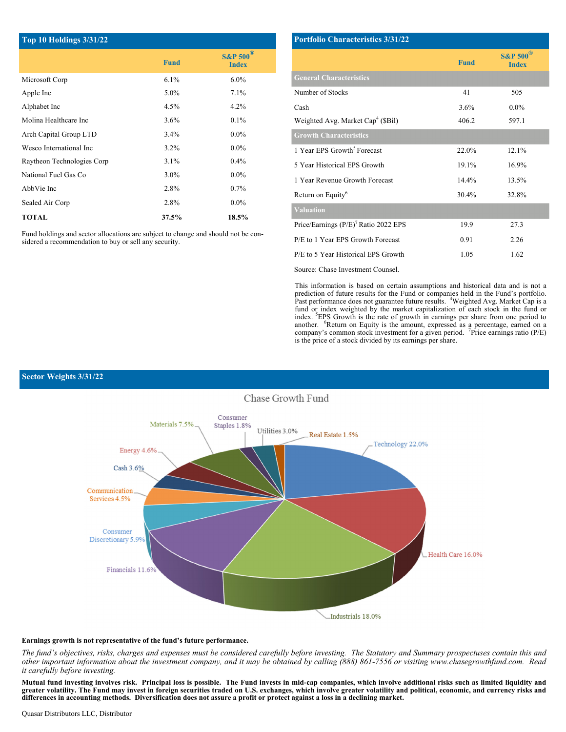## Top 10 Holdings 3/31/22

| | Fund | S&P 500® Index |
|---|---|---|
| Microsoft Corp | 6.1% | 6.0% |
| Apple Inc | 5.0% | 7.1% |
| Alphabet Inc | 4.5% | 4.2% |
| Molina Healthcare Inc | 3.6% | 0.1% |
| Arch Capital Group LTD | 3.4% | 0.0% |
| Wesco International Inc | 3.2% | 0.0% |
| Raytheon Technologies Corp | 3.1% | 0.4% |
| National Fuel Gas Co | 3.0% | 0.0% |
| AbbVie Inc | 2.8% | 0.7% |
| Sealed Air Corp | 2.8% | 0.0% |
| **TOTAL** | **37.5%** | **18.5%** |

Fund holdings and sector allocations are subject to change and should not be considered a recommendation to buy or sell any security.

## Portfolio Characteristics 3/31/22

| | Fund | S&P 500® Index |
|---|---|---|
| **General Characteristics** | | |
| Number of Stocks | 41 | 505 |
| Cash | 3.6% | 0.0% |
| Weighted Avg. Market Cap[4] ($Bil) | 406.2 | 597.1 |
| **Growth Characteristics** | | |
| 1 Year EPS Growth[5] Forecast | 22.0% | 12.1% |
| 5 Year Historical EPS Growth | 19.1% | 16.9% |
| 1 Year Revenue Growth Forecast | 14.4% | 13.5% |
| Return on Equity[6] | 30.4% | 32.8% |
| **Valuation** | | |
| Price/Earnings (P/E)[7] Ratio 2022 EPS | 19.9 | 27.3 |
| P/E to 1 Year EPS Growth Forecast | 0.91 | 2.26 |
| P/E to 5 Year Historical EPS Growth | 1.05 | 1.62 |

Source: Chase Investment Counsel.

This information is based on certain assumptions and historical data and is not a prediction of future results for the Fund or companies held in the Fund's portfolio. Past performance does not guarantee future results. [4]Weighted Avg. Market Cap is a fund or index weighted by the market capitalization of each stock in the fund or index. [5]EPS Growth is the rate of growth in earnings per share from one period to another. [6]Return on Equity is the amount, expressed as a percentage, earned on a company's common stock investment for a given period. [7]Price earnings ratio (P/E) is the price of a stock divided by its earnings per share.

## Sector Weights 3/31/22

Chase Growth Fund

Technology 22.0%
Health Care 16.0%
Industrials 18.0%
Financials 11.6%
Consumer Discretionary 5.9%
Communication Services 4.5%
Cash 3.6%
Energy 4.6%
Materials 7.5%
Consumer Staples 1.8%
Utilities 3.0%
Real Estate 1.5%

**Earnings growth is not representative of the fund's future performance.**

*The fund's objectives, risks, charges and expenses must be considered carefully before investing. The Statutory and Summary prospectuses contain this and other important information about the investment company, and it may be obtained by calling (888) 861-7556 or visiting www.chasegrowthfund.com. Read it carefully before investing.*

**Mutual fund investing involves risk. Principal loss is possible. The Fund invests in mid-cap companies, which involve additional risks such as limited liquidity and greater volatility. The Fund may invest in foreign securities traded on U.S. exchanges, which involve greater volatility and political, economic, and currency risks and differences in accounting methods. Diversification does not assure a profit or protect against a loss in a declining market.**

Quasar Distributors LLC, Distributor